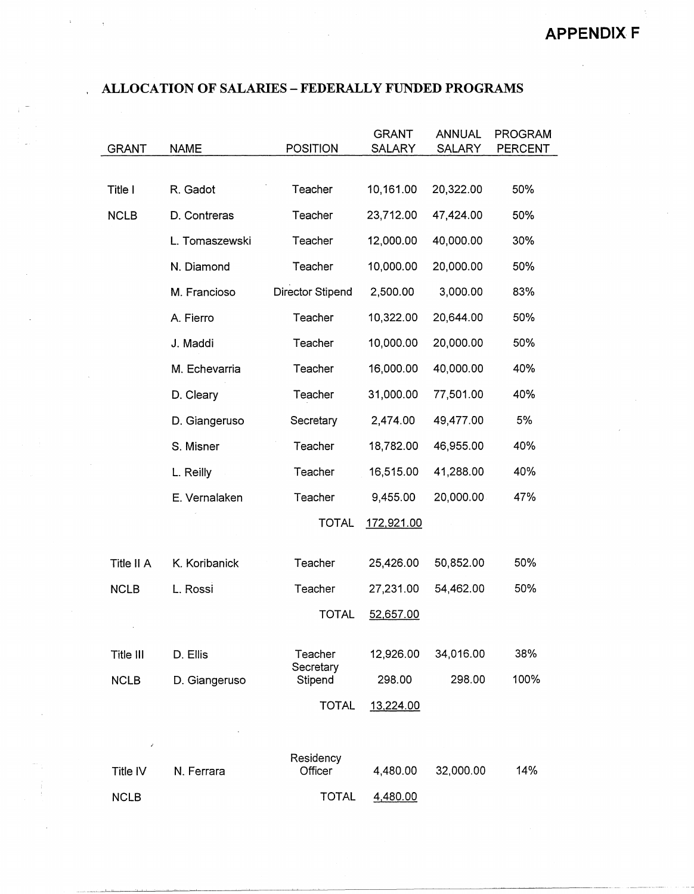# APPENDIX F

## ALLOCATION OF SALARIES – FEDERALLY FUNDED PROGRAMS

| GRANT | NAME | POSITION | GRANT SALARY | ANNUAL SALARY | PROGRAM PERCENT |
|---|---|---|---|---|---|
| Title I | R. Gadot | Teacher | 10,161.00 | 20,322.00 | 50% |
| NCLB | D. Contreras | Teacher | 23,712.00 | 47,424.00 | 50% |
| | L. Tomaszewski | Teacher | 12,000.00 | 40,000.00 | 30% |
| | N. Diamond | Teacher | 10,000.00 | 20,000.00 | 50% |
| | M. Francioso | Director Stipend | 2,500.00 | 3,000.00 | 83% |
| | A. Fierro | Teacher | 10,322.00 | 20,644.00 | 50% |
| | J. Maddi | Teacher | 10,000.00 | 20,000.00 | 50% |
| | M. Echevarria | Teacher | 16,000.00 | 40,000.00 | 40% |
| | D. Cleary | Teacher | 31,000.00 | 77,501.00 | 40% |
| | D. Giangeruso | Secretary | 2,474.00 | 49,477.00 | 5% |
| | S. Misner | Teacher | 18,782.00 | 46,955.00 | 40% |
| | L. Reilly | Teacher | 16,515.00 | 41,288.00 | 40% |
| | E. Vernalaken | Teacher | 9,455.00 | 20,000.00 | 47% |
| | | TOTAL | 172,921.00 | | |
| Title II A | K. Koribanick | Teacher | 25,426.00 | 50,852.00 | 50% |
| NCLB | L. Rossi | Teacher | 27,231.00 | 54,462.00 | 50% |
| | | TOTAL | 52,657.00 | | |
| Title III | D. Ellis | Teacher | 12,926.00 | 34,016.00 | 38% |
| NCLB | D. Giangeruso | Secretary Stipend | 298.00 | 298.00 | 100% |
| | | TOTAL | 13,224.00 | | |
| Title IV | N. Ferrara | Residency Officer | 4,480.00 | 32,000.00 | 14% |
| NCLB | | TOTAL | 4,480.00 | | |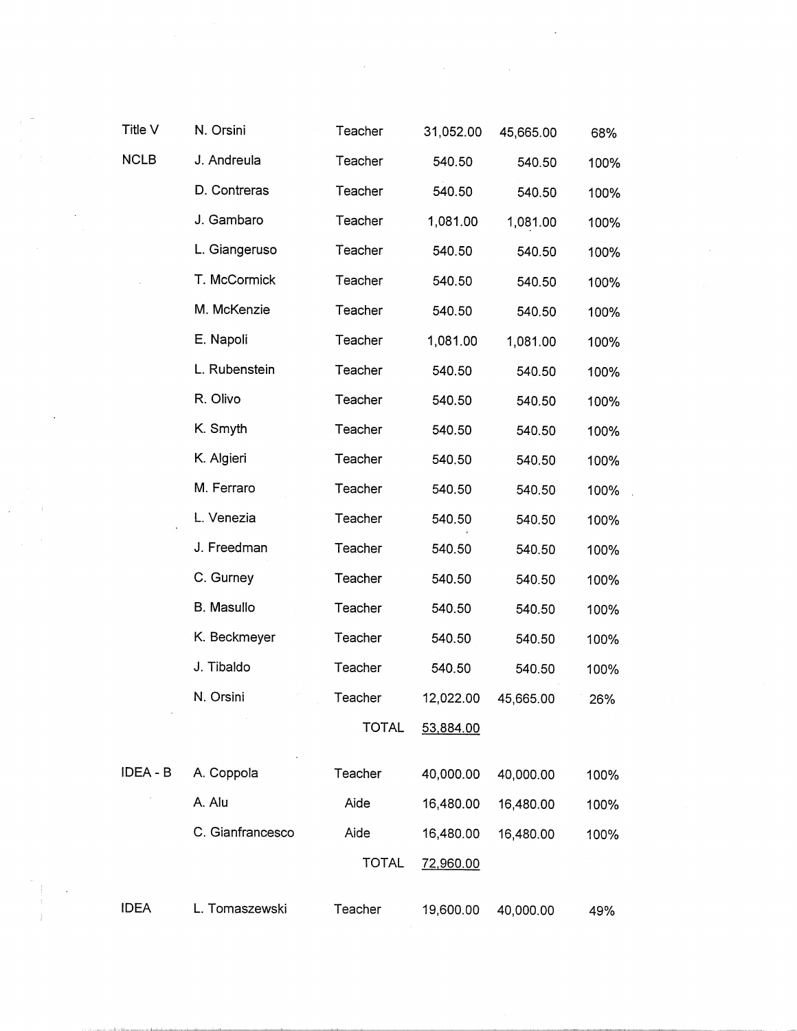| | | | | | |
|---|---|---|---|---|---|
| Title V | N. Orsini | Teacher | 31,052.00 | 45,665.00 | 68% |
| NCLB | J. Andreula | Teacher | 540.50 | 540.50 | 100% |
| | D. Contreras | Teacher | 540.50 | 540.50 | 100% |
| | J. Gambaro | Teacher | 1,081.00 | 1,081.00 | 100% |
| | L. Giangeruso | Teacher | 540.50 | 540.50 | 100% |
| | T. McCormick | Teacher | 540.50 | 540.50 | 100% |
| | M. McKenzie | Teacher | 540.50 | 540.50 | 100% |
| | E. Napoli | Teacher | 1,081.00 | 1,081.00 | 100% |
| | L. Rubenstein | Teacher | 540.50 | 540.50 | 100% |
| | R. Olivo | Teacher | 540.50 | 540.50 | 100% |
| | K. Smyth | Teacher | 540.50 | 540.50 | 100% |
| | K. Algieri | Teacher | 540.50 | 540.50 | 100% |
| | M. Ferraro | Teacher | 540.50 | 540.50 | 100% |
| | L. Venezia | Teacher | 540.50 | 540.50 | 100% |
| | J. Freedman | Teacher | 540.50 | 540.50 | 100% |
| | C. Gurney | Teacher | 540.50 | 540.50 | 100% |
| | B. Masullo | Teacher | 540.50 | 540.50 | 100% |
| | K. Beckmeyer | Teacher | 540.50 | 540.50 | 100% |
| | J. Tibaldo | Teacher | 540.50 | 540.50 | 100% |
| | N. Orsini | Teacher | 12,022.00 | 45,665.00 | 26% |
| | | TOTAL | 53,884.00 | | |
| IDEA - B | A. Coppola | Teacher | 40,000.00 | 40,000.00 | 100% |
| | A. Alu | Aide | 16,480.00 | 16,480.00 | 100% |
| | C. Gianfrancesco | Aide | 16,480.00 | 16,480.00 | 100% |
| | | TOTAL | 72,960.00 | | |
| IDEA | L. Tomaszewski | Teacher | 19,600.00 | 40,000.00 | 49% |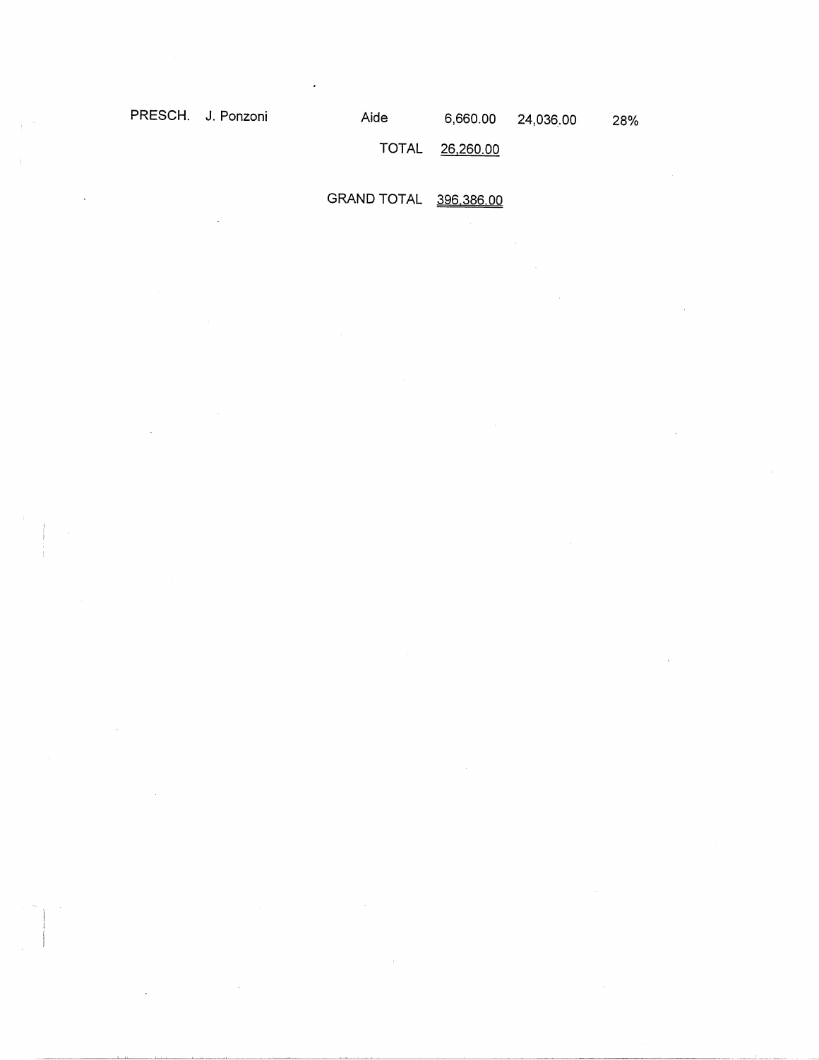| | | | | | |
|---|---|---|---|---|---|
| PRESCH. | J. Ponzoni | Aide | 6,660.00 | 24,036.00 | 28% |
| | | TOTAL | 26,260.00 | | |
| | | GRAND TOTAL | 396,386.00 | | |